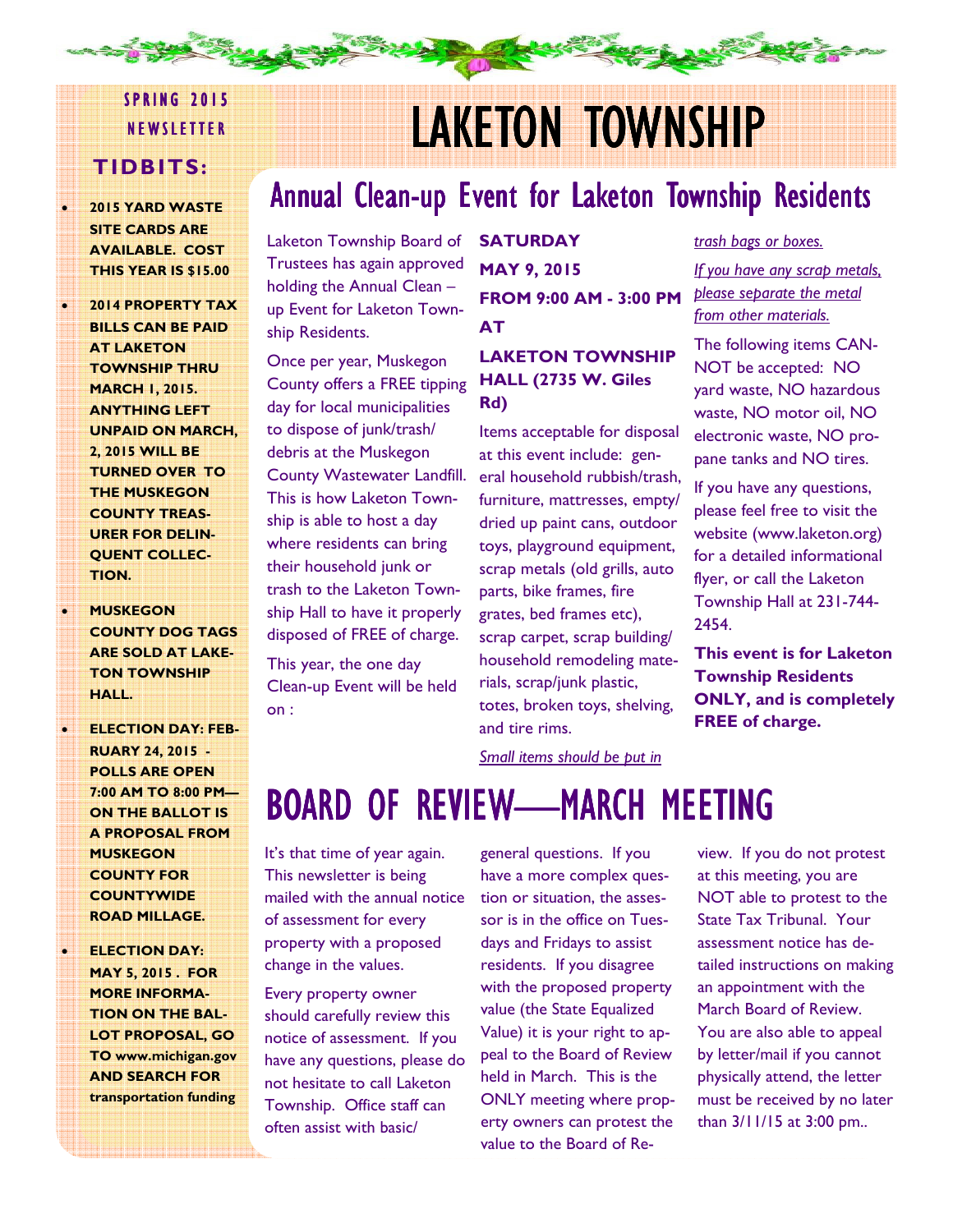SPRING 2015 NEWSLETTER

# LAKETON TOWNSHIP

## TIDBITS:

- **2015 YARD WASTE SITE CARDS ARE AVAILABLE. COST THIS YEAR IS $15.00**
- **2014 PROPERTY TAX BILLS CAN BE PAID AT LAKETON TOWNSHIP THRU MARCH 1, 2015. ANYTHING LEFT UNPAID ON MARCH, 2, 2015 WILL BE TURNED OVER TO THE MUSKEGON COUNTY TREASURER FOR DELINQUENT COLLECTION.**
- **MUSKEGON COUNTY DOG TAGS ARE SOLD AT LAKETON TOWNSHIP HALL.**
- **ELECTION DAY: FEBRUARY 24, 2015 - POLLS ARE OPEN 7:00 AM TO 8:00 PM—ON THE BALLOT IS A PROPOSAL FROM MUSKEGON COUNTY FOR COUNTYWIDE ROAD MILLAGE.**
- **ELECTION DAY: MAY 5, 2015 . FOR MORE INFORMATION ON THE BALLOT PROPOSAL, GO TO www.michigan.gov AND SEARCH FOR transportation funding**

## Annual Clean-up Event for Laketon Township Residents

Laketon Township Board of Trustees has again approved holding the Annual Clean – up Event for Laketon Township Residents.

Once per year, Muskegon County offers a FREE tipping day for local municipalities to dispose of junk/trash/debris at the Muskegon County Wastewater Landfill. This is how Laketon Township is able to host a day where residents can bring their household junk or trash to the Laketon Township Hall to have it properly disposed of FREE of charge.

This year, the one day Clean-up Event will be held on :

**SATURDAY**

**MAY 9, 2015**

**FROM 9:00 AM - 3:00 PM**

**AT**

**LAKETON TOWNSHIP HALL (2735 W. Giles Rd)**

Items acceptable for disposal at this event include: general household rubbish/trash, furniture, mattresses, empty/dried up paint cans, outdoor toys, playground equipment, scrap metals (old grills, auto parts, bike frames, fire grates, bed frames etc), scrap carpet, scrap building/household remodeling materials, scrap/junk plastic, totes, broken toys, shelving, and tire rims.

*Small items should be put in trash bags or boxes.*

*If you have any scrap metals, please separate the metal from other materials.*

The following items CANNOT be accepted: NO yard waste, NO hazardous waste, NO motor oil, NO electronic waste, NO propane tanks and NO tires.

If you have any questions, please feel free to visit the website (www.laketon.org) for a detailed informational flyer, or call the Laketon Township Hall at 231-744-2454.

**This event is for Laketon Township Residents ONLY, and is completely FREE of charge.**

## BOARD OF REVIEW—MARCH MEETING

It's that time of year again. This newsletter is being mailed with the annual notice of assessment for every property with a proposed change in the values.

Every property owner should carefully review this notice of assessment. If you have any questions, please do not hesitate to call Laketon Township. Office staff can often assist with basic/general questions. If you have a more complex question or situation, the assessor is in the office on Tuesdays and Fridays to assist residents. If you disagree with the proposed property value (the State Equalized Value) it is your right to appeal to the Board of Review held in March. This is the ONLY meeting where property owners can protest the value to the Board of Review. If you do not protest at this meeting, you are NOT able to protest to the State Tax Tribunal. Your assessment notice has detailed instructions on making an appointment with the March Board of Review. You are also able to appeal by letter/mail if you cannot physically attend, the letter must be received by no later than 3/11/15 at 3:00 pm..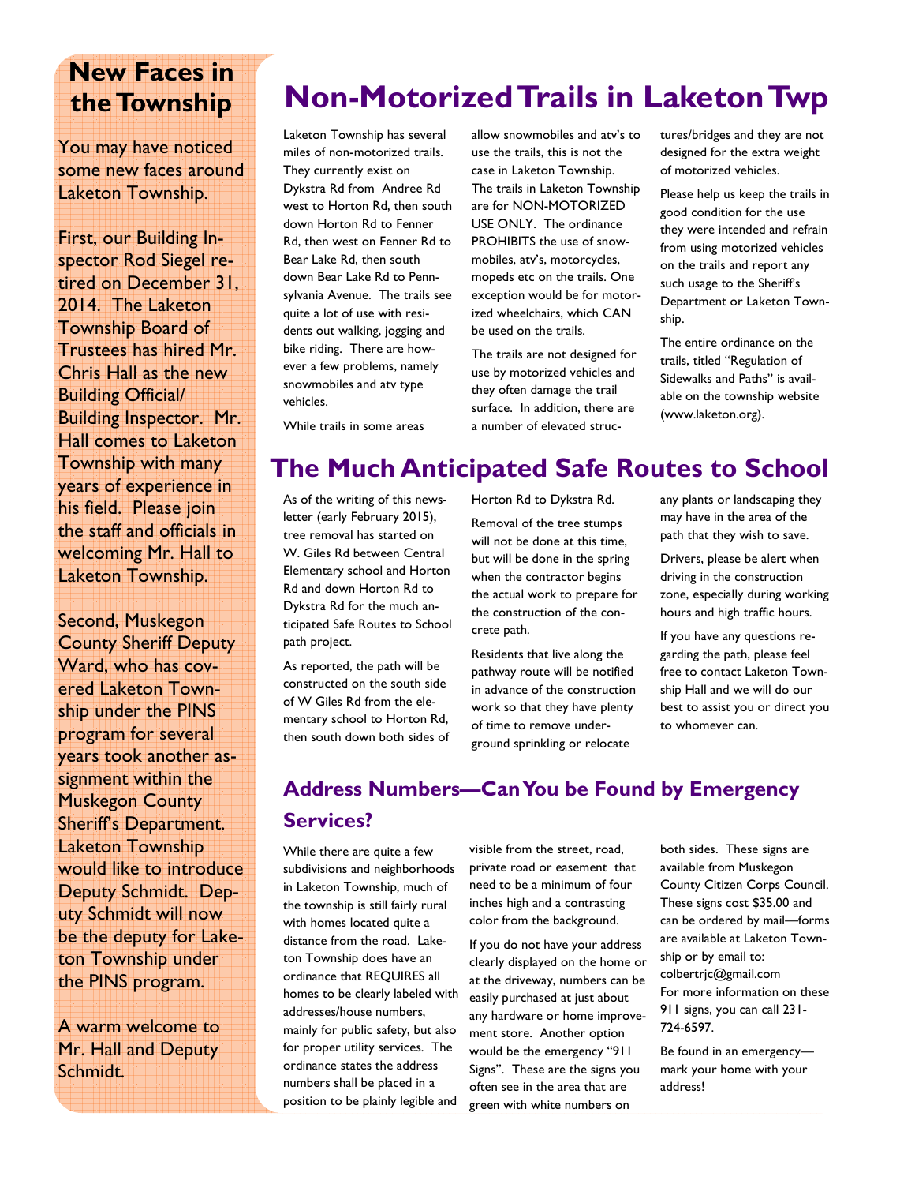## New Faces in the Township

You may have noticed some new faces around Laketon Township.

First, our Building Inspector Rod Siegel retired on December 31, 2014. The Laketon Township Board of Trustees has hired Mr. Chris Hall as the new Building Official/ Building Inspector. Mr. Hall comes to Laketon Township with many years of experience in his field. Please join the staff and officials in welcoming Mr. Hall to Laketon Township.

Second, Muskegon County Sheriff Deputy Ward, who has covered Laketon Township under the PINS program for several years took another assignment within the Muskegon County Sheriff's Department. Laketon Township would like to introduce Deputy Schmidt. Deputy Schmidt will now be the deputy for Laketon Township under the PINS program.

A warm welcome to Mr. Hall and Deputy Schmidt.

# Non-Motorized Trails in Laketon Twp

Laketon Township has several miles of non-motorized trails. They currently exist on Dykstra Rd from Andree Rd west to Horton Rd, then south down Horton Rd to Fenner Rd, then west on Fenner Rd to Bear Lake Rd, then south down Bear Lake Rd to Pennsylvania Avenue. The trails see quite a lot of use with residents out walking, jogging and bike riding. There are however a few problems, namely snowmobiles and atv type vehicles.

While trails in some areas allow snowmobiles and atv's to use the trails, this is not the case in Laketon Township. The trails in Laketon Township are for NON-MOTORIZED USE ONLY. The ordinance PROHIBITS the use of snowmobiles, atv's, motorcycles, mopeds etc on the trails. One exception would be for motorized wheelchairs, which CAN be used on the trails.

The trails are not designed for use by motorized vehicles and they often damage the trail surface. In addition, there are a number of elevated structures/bridges and they are not designed for the extra weight of motorized vehicles.

Please help us keep the trails in good condition for the use they were intended and refrain from using motorized vehicles on the trails and report any such usage to the Sheriff's Department or Laketon Township.

The entire ordinance on the trails, titled "Regulation of Sidewalks and Paths" is available on the township website (www.laketon.org).

# The Much Anticipated Safe Routes to School

As of the writing of this newsletter (early February 2015), tree removal has started on W. Giles Rd between Central Elementary school and Horton Rd and down Horton Rd to Dykstra Rd for the much anticipated Safe Routes to School path project.

As reported, the path will be constructed on the south side of W Giles Rd from the elementary school to Horton Rd, then south down both sides of Horton Rd to Dykstra Rd.

Removal of the tree stumps will not be done at this time, but will be done in the spring when the contractor begins the actual work to prepare for the construction of the concrete path.

Residents that live along the pathway route will be notified in advance of the construction work so that they have plenty of time to remove underground sprinkling or relocate any plants or landscaping they may have in the area of the path that they wish to save.

Drivers, please be alert when driving in the construction zone, especially during working hours and high traffic hours.

If you have any questions regarding the path, please feel free to contact Laketon Township Hall and we will do our best to assist you or direct you to whomever can.

## Address Numbers—Can You be Found by Emergency Services?

While there are quite a few subdivisions and neighborhoods in Laketon Township, much of the township is still fairly rural with homes located quite a distance from the road. Laketon Township does have an ordinance that REQUIRES all homes to be clearly labeled with addresses/house numbers, mainly for public safety, but also for proper utility services. The ordinance states the address numbers shall be placed in a position to be plainly legible and visible from the street, road, private road or easement that need to be a minimum of four inches high and a contrasting color from the background.

If you do not have your address clearly displayed on the home or at the driveway, numbers can be easily purchased at just about any hardware or home improvement store. Another option would be the emergency "911 Signs". These are the signs you often see in the area that are green with white numbers on both sides. These signs are available from Muskegon County Citizen Corps Council. These signs cost $35.00 and can be ordered by mail—forms are available at Laketon Township or by email to: colbertrjc@gmail.com
For more information on these 911 signs, you can call 231-724-6597.

Be found in an emergency—mark your home with your address!